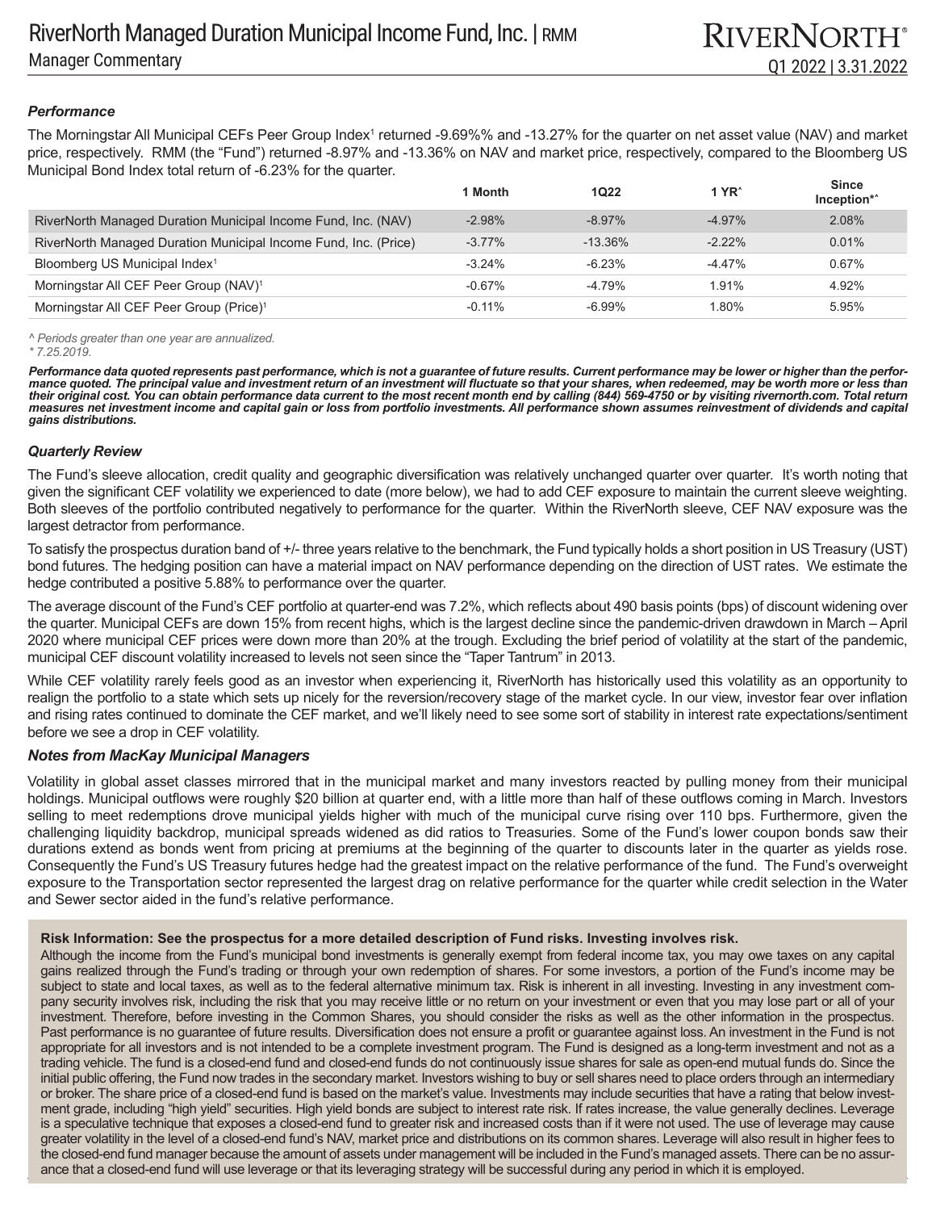# RiverNorth Managed Duration Municipal Income Fund, Inc. | RMM

Manager Commentary

Q1 2022 | 3.31.2022

### *Performance*

The Morningstar All Municipal CEFs Peer Group Index[1] returned -9.69%% and -13.27% for the quarter on net asset value (NAV) and market price, respectively. RMM (the "Fund") returned -8.97% and -13.36% on NAV and market price, respectively, compared to the Bloomberg US Municipal Bond Index total return of -6.23% for the quarter.

| | 1 Month | 1Q22 | 1 YR^ | Since Inception*^ |
|---|---|---|---|---|
| RiverNorth Managed Duration Municipal Income Fund, Inc. (NAV) | -2.98% | -8.97% | -4.97% | 2.08% |
| RiverNorth Managed Duration Municipal Income Fund, Inc. (Price) | -3.77% | -13.36% | -2.22% | 0.01% |
| Bloomberg US Municipal Index[1] | -3.24% | -6.23% | -4.47% | 0.67% |
| Morningstar All CEF Peer Group (NAV)[1] | -0.67% | -4.79% | 1.91% | 4.92% |
| Morningstar All CEF Peer Group (Price)[1] | -0.11% | -6.99% | 1.80% | 5.95% |

*^ Periods greater than one year are annualized.*
*\* 7.25.2019.*

***Performance data quoted represents past performance, which is not a guarantee of future results. Current performance may be lower or higher than the performance quoted. The principal value and investment return of an investment will fluctuate so that your shares, when redeemed, may be worth more or less than their original cost. You can obtain performance data current to the most recent month end by calling (844) 569-4750 or by visiting rivernorth.com. Total return measures net investment income and capital gain or loss from portfolio investments. All performance shown assumes reinvestment of dividends and capital gains distributions.***

### *Quarterly Review*

The Fund's sleeve allocation, credit quality and geographic diversification was relatively unchanged quarter over quarter. It's worth noting that given the significant CEF volatility we experienced to date (more below), we had to add CEF exposure to maintain the current sleeve weighting. Both sleeves of the portfolio contributed negatively to performance for the quarter. Within the RiverNorth sleeve, CEF NAV exposure was the largest detractor from performance.

To satisfy the prospectus duration band of +/- three years relative to the benchmark, the Fund typically holds a short position in US Treasury (UST) bond futures. The hedging position can have a material impact on NAV performance depending on the direction of UST rates. We estimate the hedge contributed a positive 5.88% to performance over the quarter.

The average discount of the Fund's CEF portfolio at quarter-end was 7.2%, which reflects about 490 basis points (bps) of discount widening over the quarter. Municipal CEFs are down 15% from recent highs, which is the largest decline since the pandemic-driven drawdown in March – April 2020 where municipal CEF prices were down more than 20% at the trough. Excluding the brief period of volatility at the start of the pandemic, municipal CEF discount volatility increased to levels not seen since the "Taper Tantrum" in 2013.

While CEF volatility rarely feels good as an investor when experiencing it, RiverNorth has historically used this volatility as an opportunity to realign the portfolio to a state which sets up nicely for the reversion/recovery stage of the market cycle. In our view, investor fear over inflation and rising rates continued to dominate the CEF market, and we'll likely need to see some sort of stability in interest rate expectations/sentiment before we see a drop in CEF volatility.

### *Notes from MacKay Municipal Managers*

Volatility in global asset classes mirrored that in the municipal market and many investors reacted by pulling money from their municipal holdings. Municipal outflows were roughly $20 billion at quarter end, with a little more than half of these outflows coming in March. Investors selling to meet redemptions drove municipal yields higher with much of the municipal curve rising over 110 bps. Furthermore, given the challenging liquidity backdrop, municipal spreads widened as did ratios to Treasuries. Some of the Fund's lower coupon bonds saw their durations extend as bonds went from pricing at premiums at the beginning of the quarter to discounts later in the quarter as yields rose. Consequently the Fund's US Treasury futures hedge had the greatest impact on the relative performance of the fund. The Fund's overweight exposure to the Transportation sector represented the largest drag on relative performance for the quarter while credit selection in the Water and Sewer sector aided in the fund's relative performance.

**Risk Information: See the prospectus for a more detailed description of Fund risks. Investing involves risk.**

Although the income from the Fund's municipal bond investments is generally exempt from federal income tax, you may owe taxes on any capital gains realized through the Fund's trading or through your own redemption of shares. For some investors, a portion of the Fund's income may be subject to state and local taxes, as well as to the federal alternative minimum tax. Risk is inherent in all investing. Investing in any investment company security involves risk, including the risk that you may receive little or no return on your investment or even that you may lose part or all of your investment. Therefore, before investing in the Common Shares, you should consider the risks as well as the other information in the prospectus. Past performance is no guarantee of future results. Diversification does not ensure a profit or guarantee against loss. An investment in the Fund is not appropriate for all investors and is not intended to be a complete investment program. The Fund is designed as a long-term investment and not as a trading vehicle. The fund is a closed-end fund and closed-end funds do not continuously issue shares for sale as open-end mutual funds do. Since the initial public offering, the Fund now trades in the secondary market. Investors wishing to buy or sell shares need to place orders through an intermediary or broker. The share price of a closed-end fund is based on the market's value. Investments may include securities that have a rating that below investment grade, including "high yield" securities. High yield bonds are subject to interest rate risk. If rates increase, the value generally declines. Leverage is a speculative technique that exposes a closed-end fund to greater risk and increased costs than if it were not used. The use of leverage may cause greater volatility in the level of a closed-end fund's NAV, market price and distributions on its common shares. Leverage will also result in higher fees to the closed-end fund manager because the amount of assets under management will be included in the Fund's managed assets. There can be no assurance that a closed-end fund will use leverage or that its leveraging strategy will be successful during any period in which it is employed.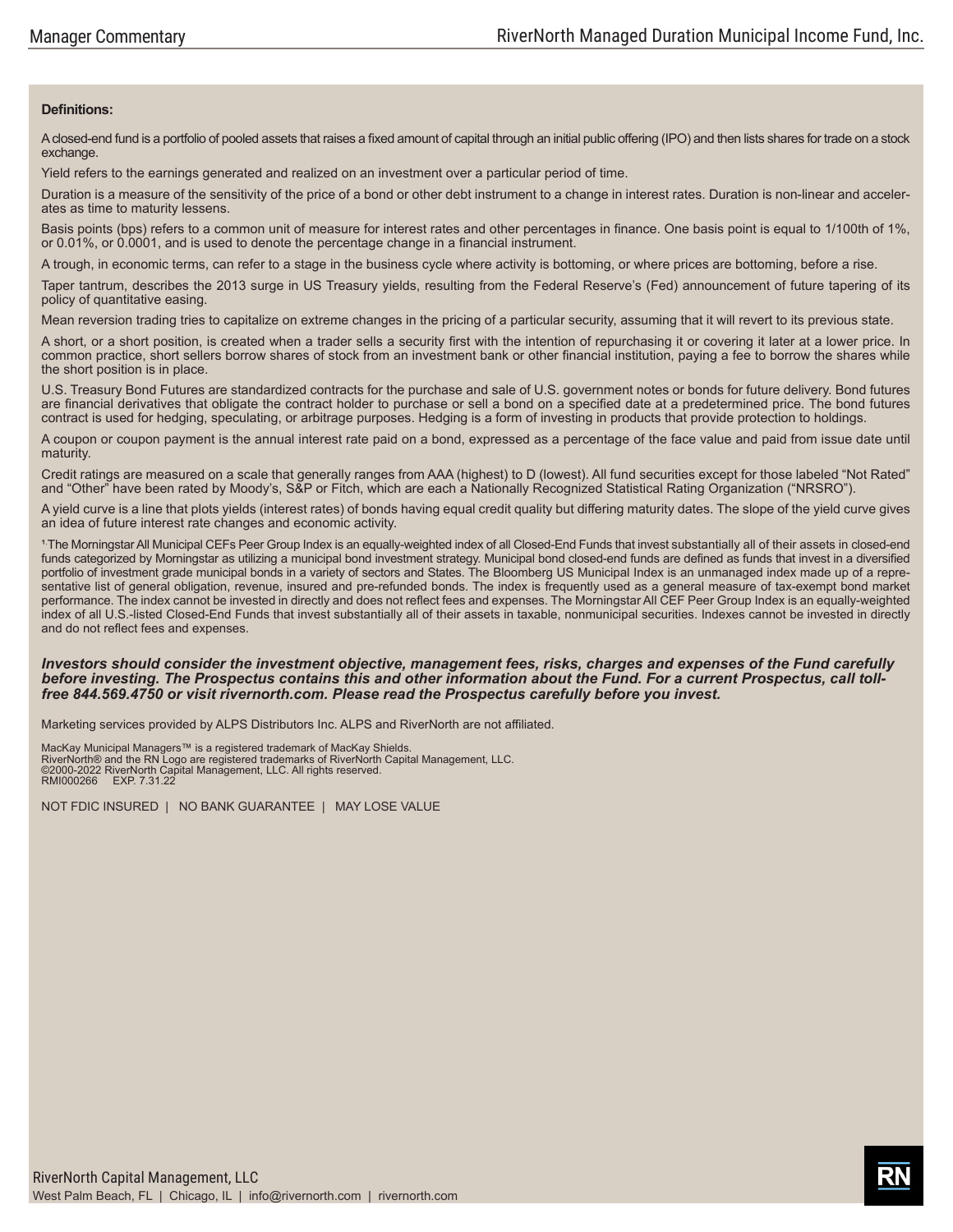**Definitions:**

A closed-end fund is a portfolio of pooled assets that raises a fixed amount of capital through an initial public offering (IPO) and then lists shares for trade on a stock exchange.

Yield refers to the earnings generated and realized on an investment over a particular period of time.

Duration is a measure of the sensitivity of the price of a bond or other debt instrument to a change in interest rates. Duration is non-linear and accelerates as time to maturity lessens.

Basis points (bps) refers to a common unit of measure for interest rates and other percentages in finance. One basis point is equal to 1/100th of 1%, or 0.01%, or 0.0001, and is used to denote the percentage change in a financial instrument.

A trough, in economic terms, can refer to a stage in the business cycle where activity is bottoming, or where prices are bottoming, before a rise.

Taper tantrum, describes the 2013 surge in US Treasury yields, resulting from the Federal Reserve's (Fed) announcement of future tapering of its policy of quantitative easing.

Mean reversion trading tries to capitalize on extreme changes in the pricing of a particular security, assuming that it will revert to its previous state.

A short, or a short position, is created when a trader sells a security first with the intention of repurchasing it or covering it later at a lower price. In common practice, short sellers borrow shares of stock from an investment bank or other financial institution, paying a fee to borrow the shares while the short position is in place.

U.S. Treasury Bond Futures are standardized contracts for the purchase and sale of U.S. government notes or bonds for future delivery. Bond futures are financial derivatives that obligate the contract holder to purchase or sell a bond on a specified date at a predetermined price. The bond futures contract is used for hedging, speculating, or arbitrage purposes. Hedging is a form of investing in products that provide protection to holdings.

A coupon or coupon payment is the annual interest rate paid on a bond, expressed as a percentage of the face value and paid from issue date until maturity.

Credit ratings are measured on a scale that generally ranges from AAA (highest) to D (lowest). All fund securities except for those labeled "Not Rated" and "Other" have been rated by Moody's, S&P or Fitch, which are each a Nationally Recognized Statistical Rating Organization ("NRSRO").

A yield curve is a line that plots yields (interest rates) of bonds having equal credit quality but differing maturity dates. The slope of the yield curve gives an idea of future interest rate changes and economic activity.

[1] The Morningstar All Municipal CEFs Peer Group Index is an equally-weighted index of all Closed-End Funds that invest substantially all of their assets in closed-end funds categorized by Morningstar as utilizing a municipal bond investment strategy. Municipal bond closed-end funds are defined as funds that invest in a diversified portfolio of investment grade municipal bonds in a variety of sectors and States. The Bloomberg US Municipal Index is an unmanaged index made up of a representative list of general obligation, revenue, insured and pre-refunded bonds. The index is frequently used as a general measure of tax-exempt bond market performance. The index cannot be invested in directly and does not reflect fees and expenses. The Morningstar All CEF Peer Group Index is an equally-weighted index of all U.S.-listed Closed-End Funds that invest substantially all of their assets in taxable, nonmunicipal securities. Indexes cannot be invested in directly and do not reflect fees and expenses.

***Investors should consider the investment objective, management fees, risks, charges and expenses of the Fund carefully before investing. The Prospectus contains this and other information about the Fund. For a current Prospectus, call toll-free 844.569.4750 or visit rivernorth.com. Please read the Prospectus carefully before you invest.***

Marketing services provided by ALPS Distributors Inc. ALPS and RiverNorth are not affiliated.

MacKay Municipal Managers™ is a registered trademark of MacKay Shields.
RiverNorth® and the RN Logo are registered trademarks of RiverNorth Capital Management, LLC.
©2000-2022 RiverNorth Capital Management, LLC. All rights reserved.
RMI000266 EXP. 7.31.22

NOT FDIC INSURED | NO BANK GUARANTEE | MAY LOSE VALUE

RiverNorth Capital Management, LLC
West Palm Beach, FL | Chicago, IL | info@rivernorth.com | rivernorth.com